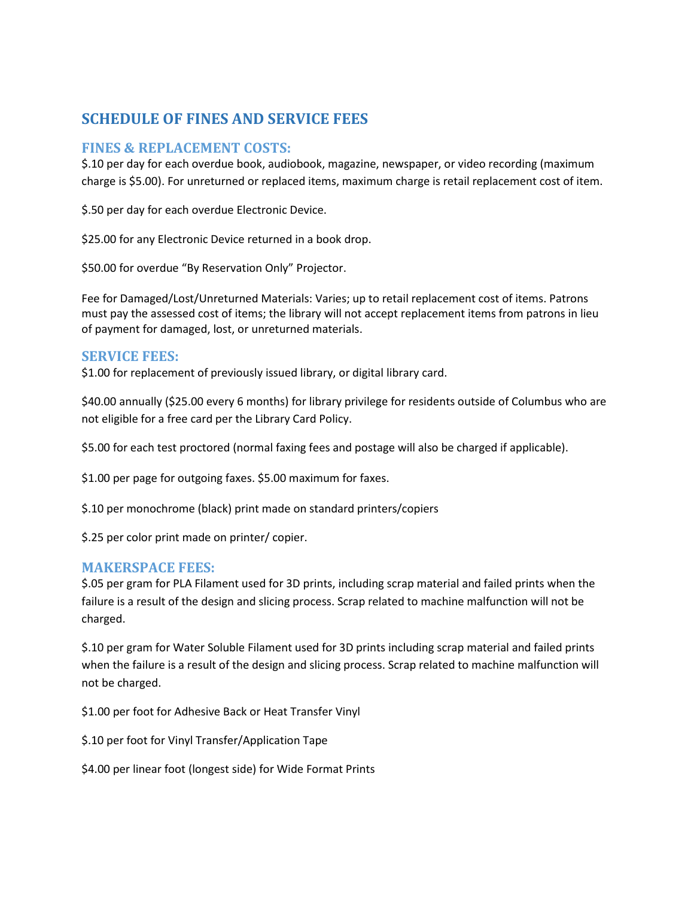# SCHEDULE OF FINES AND SERVICE FEES

## FINES & REPLACEMENT COSTS:

$.10 per day for each overdue book, audiobook, magazine, newspaper, or video recording (maximum charge is $5.00). For unreturned or replaced items, maximum charge is retail replacement cost of item.

$.50 per day for each overdue Electronic Device.

$25.00 for any Electronic Device returned in a book drop.

$50.00 for overdue "By Reservation Only" Projector.

Fee for Damaged/Lost/Unreturned Materials: Varies; up to retail replacement cost of items. Patrons must pay the assessed cost of items; the library will not accept replacement items from patrons in lieu of payment for damaged, lost, or unreturned materials.

## SERVICE FEES:

$1.00 for replacement of previously issued library, or digital library card.

$40.00 annually ($25.00 every 6 months) for library privilege for residents outside of Columbus who are not eligible for a free card per the Library Card Policy.

$5.00 for each test proctored (normal faxing fees and postage will also be charged if applicable).

$1.00 per page for outgoing faxes. $5.00 maximum for faxes.

$.10 per monochrome (black) print made on standard printers/copiers

$.25 per color print made on printer/ copier.

## MAKERSPACE FEES:

$.05 per gram for PLA Filament used for 3D prints, including scrap material and failed prints when the failure is a result of the design and slicing process. Scrap related to machine malfunction will not be charged.

$.10 per gram for Water Soluble Filament used for 3D prints including scrap material and failed prints when the failure is a result of the design and slicing process. Scrap related to machine malfunction will not be charged.

$1.00 per foot for Adhesive Back or Heat Transfer Vinyl

$.10 per foot for Vinyl Transfer/Application Tape

$4.00 per linear foot (longest side) for Wide Format Prints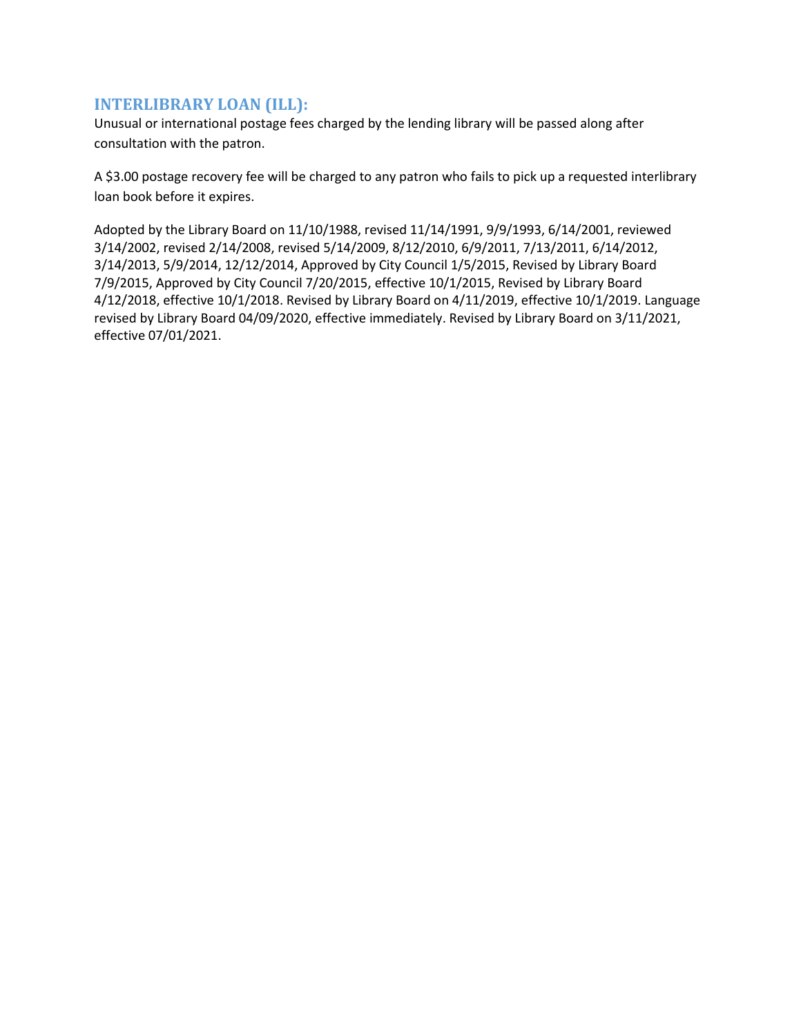## INTERLIBRARY LOAN (ILL):

Unusual or international postage fees charged by the lending library will be passed along after consultation with the patron.

A $3.00 postage recovery fee will be charged to any patron who fails to pick up a requested interlibrary loan book before it expires.

Adopted by the Library Board on 11/10/1988, revised 11/14/1991, 9/9/1993, 6/14/2001, reviewed 3/14/2002, revised 2/14/2008, revised 5/14/2009, 8/12/2010, 6/9/2011, 7/13/2011, 6/14/2012, 3/14/2013, 5/9/2014, 12/12/2014, Approved by City Council 1/5/2015, Revised by Library Board 7/9/2015, Approved by City Council 7/20/2015, effective 10/1/2015, Revised by Library Board 4/12/2018, effective 10/1/2018. Revised by Library Board on 4/11/2019, effective 10/1/2019. Language revised by Library Board 04/09/2020, effective immediately. Revised by Library Board on 3/11/2021, effective 07/01/2021.